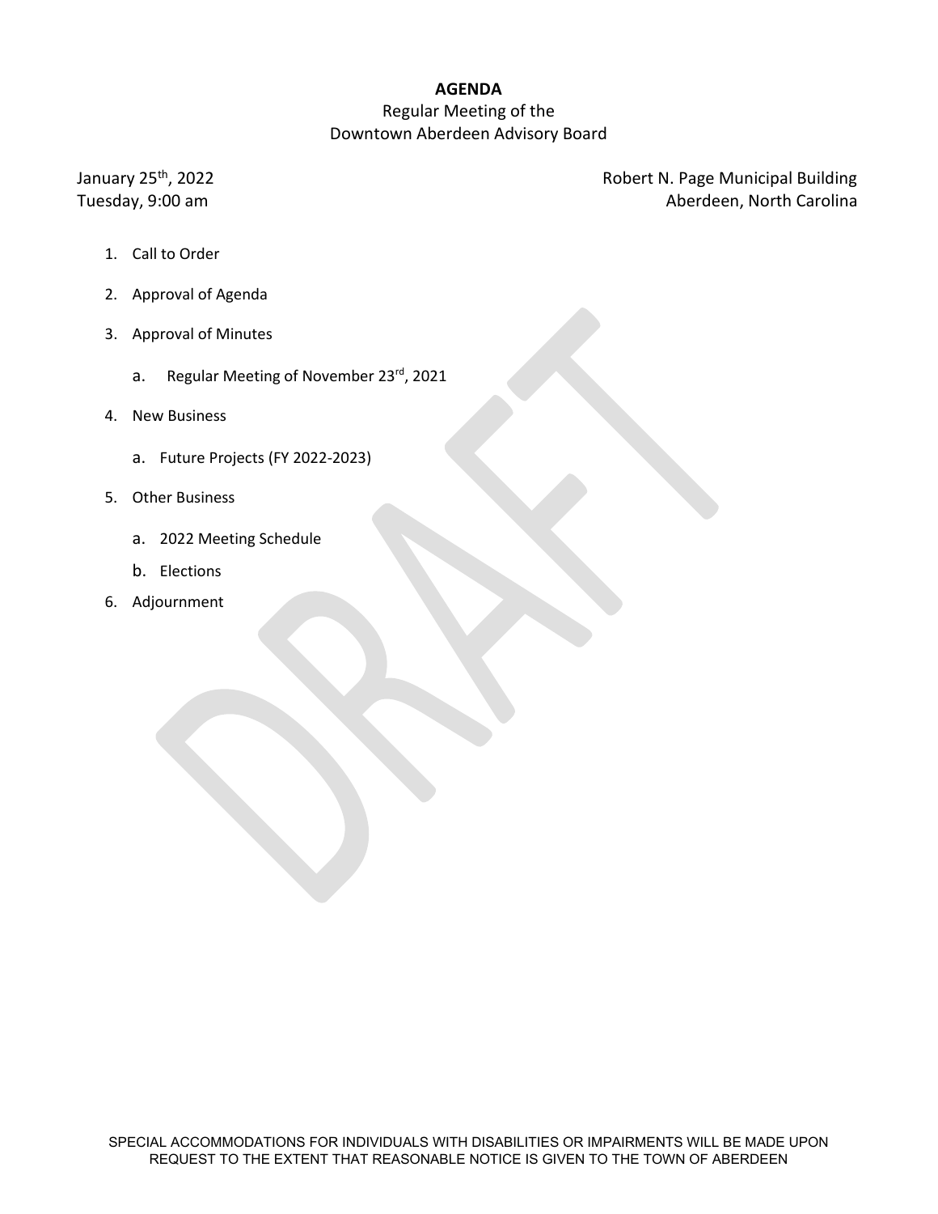# AGENDA

Regular Meeting of the
Downtown Aberdeen Advisory Board

January 25th, 2022
Tuesday, 9:00 am

Robert N. Page Municipal Building
Aberdeen, North Carolina

1. Call to Order
2. Approval of Agenda
3. Approval of Minutes
   a. Regular Meeting of November 23rd, 2021
4. New Business
   a. Future Projects (FY 2022-2023)
5. Other Business
   a. 2022 Meeting Schedule
   b. Elections
6. Adjournment

SPECIAL ACCOMMODATIONS FOR INDIVIDUALS WITH DISABILITIES OR IMPAIRMENTS WILL BE MADE UPON REQUEST TO THE EXTENT THAT REASONABLE NOTICE IS GIVEN TO THE TOWN OF ABERDEEN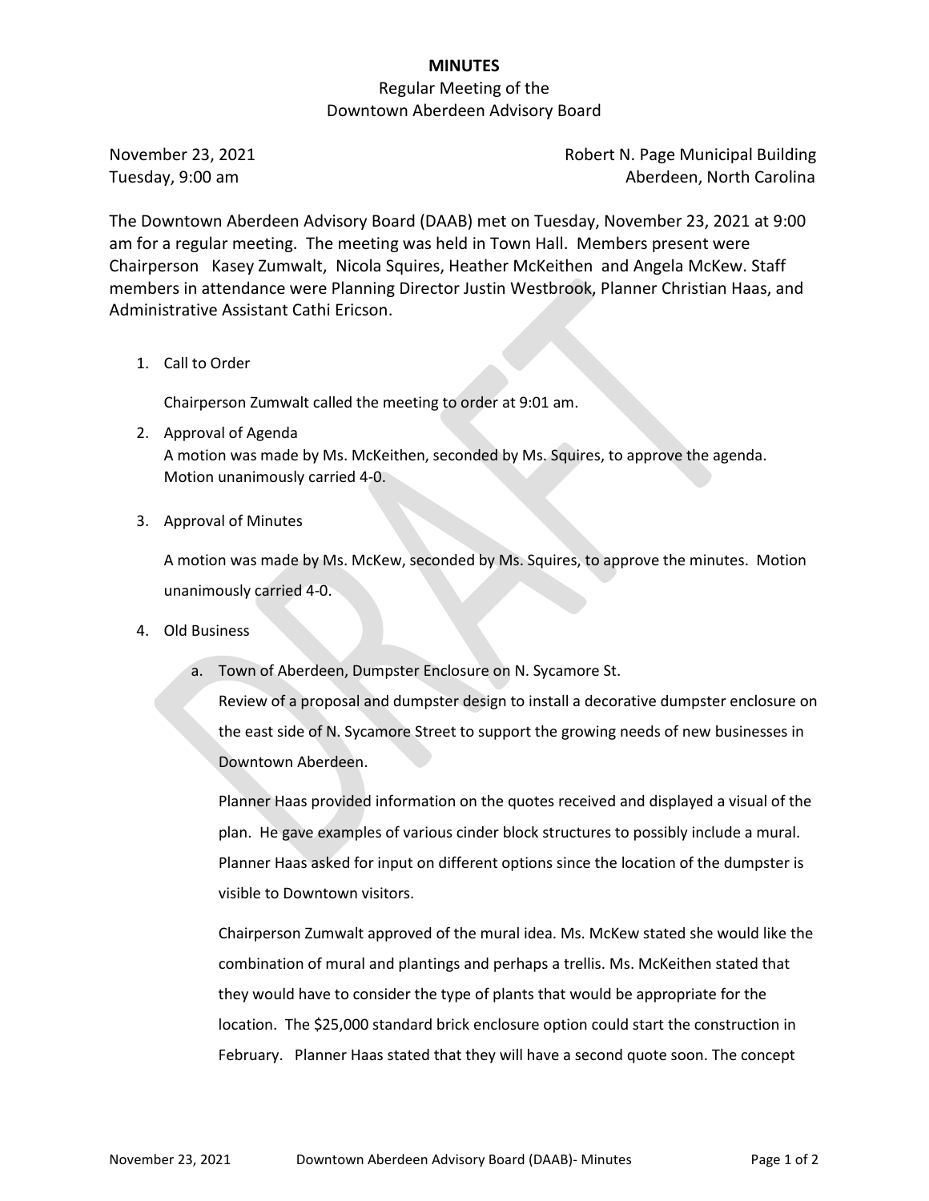# MINUTES

Regular Meeting of the
Downtown Aberdeen Advisory Board

November 23, 2021 Robert N. Page Municipal Building
Tuesday, 9:00 am Aberdeen, North Carolina

The Downtown Aberdeen Advisory Board (DAAB) met on Tuesday, November 23, 2021 at 9:00 am for a regular meeting. The meeting was held in Town Hall. Members present were Chairperson Kasey Zumwalt, Nicola Squires, Heather McKeithen and Angela McKew. Staff members in attendance were Planning Director Justin Westbrook, Planner Christian Haas, and Administrative Assistant Cathi Ericson.

1. Call to Order

   Chairperson Zumwalt called the meeting to order at 9:01 am.

2. Approval of Agenda
   A motion was made by Ms. McKeithen, seconded by Ms. Squires, to approve the agenda. Motion unanimously carried 4-0.

3. Approval of Minutes

   A motion was made by Ms. McKew, seconded by Ms. Squires, to approve the minutes. Motion unanimously carried 4-0.

4. Old Business

   a. Town of Aberdeen, Dumpster Enclosure on N. Sycamore St.
      Review of a proposal and dumpster design to install a decorative dumpster enclosure on the east side of N. Sycamore Street to support the growing needs of new businesses in Downtown Aberdeen.

      Planner Haas provided information on the quotes received and displayed a visual of the plan. He gave examples of various cinder block structures to possibly include a mural. Planner Haas asked for input on different options since the location of the dumpster is visible to Downtown visitors.

      Chairperson Zumwalt approved of the mural idea. Ms. McKew stated she would like the combination of mural and plantings and perhaps a trellis. Ms. McKeithen stated that they would have to consider the type of plants that would be appropriate for the location. The $25,000 standard brick enclosure option could start the construction in February. Planner Haas stated that they will have a second quote soon. The concept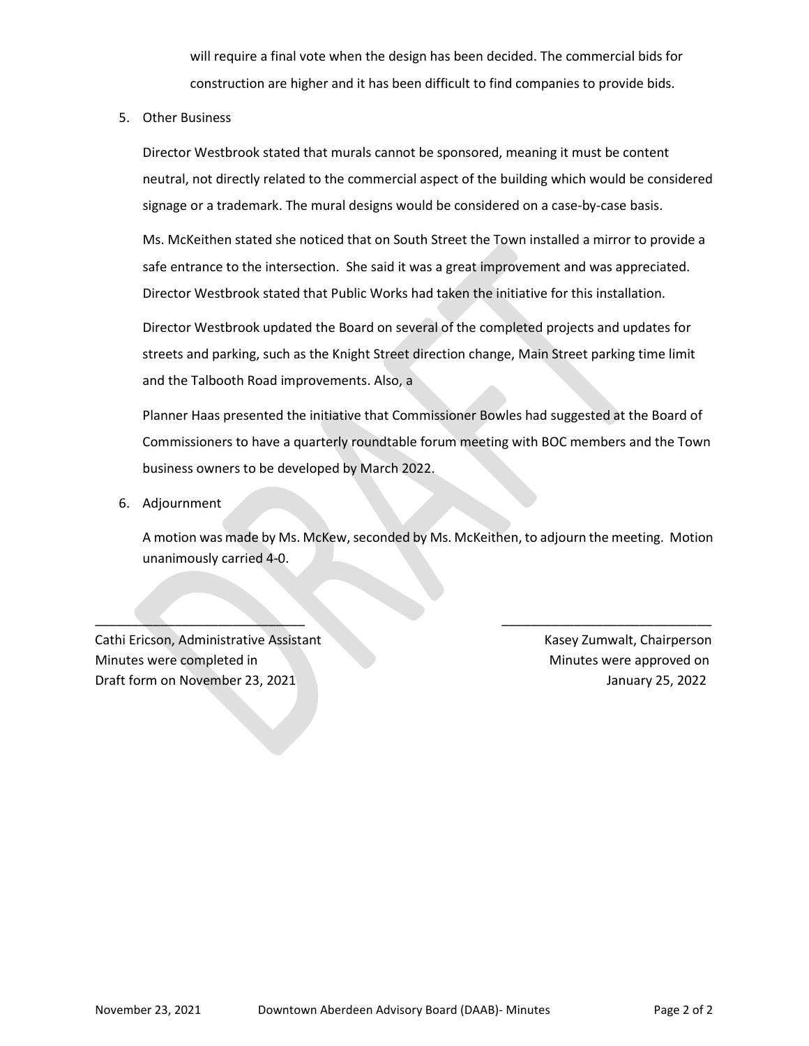will require a final vote when the design has been decided. The commercial bids for construction are higher and it has been difficult to find companies to provide bids.

5. Other Business

   Director Westbrook stated that murals cannot be sponsored, meaning it must be content neutral, not directly related to the commercial aspect of the building which would be considered signage or a trademark. The mural designs would be considered on a case-by-case basis.

   Ms. McKeithen stated she noticed that on South Street the Town installed a mirror to provide a safe entrance to the intersection. She said it was a great improvement and was appreciated. Director Westbrook stated that Public Works had taken the initiative for this installation.

   Director Westbrook updated the Board on several of the completed projects and updates for streets and parking, such as the Knight Street direction change, Main Street parking time limit and the Talbooth Road improvements. Also, a

   Planner Haas presented the initiative that Commissioner Bowles had suggested at the Board of Commissioners to have a quarterly roundtable forum meeting with BOC members and the Town business owners to be developed by March 2022.

6. Adjournment

   A motion was made by Ms. McKew, seconded by Ms. McKeithen, to adjourn the meeting. Motion unanimously carried 4-0.

_____________________________
Cathi Ericson, Administrative Assistant
Minutes were completed in
Draft form on November 23, 2021

_____________________________
Kasey Zumwalt, Chairperson
Minutes were approved on
January 25, 2022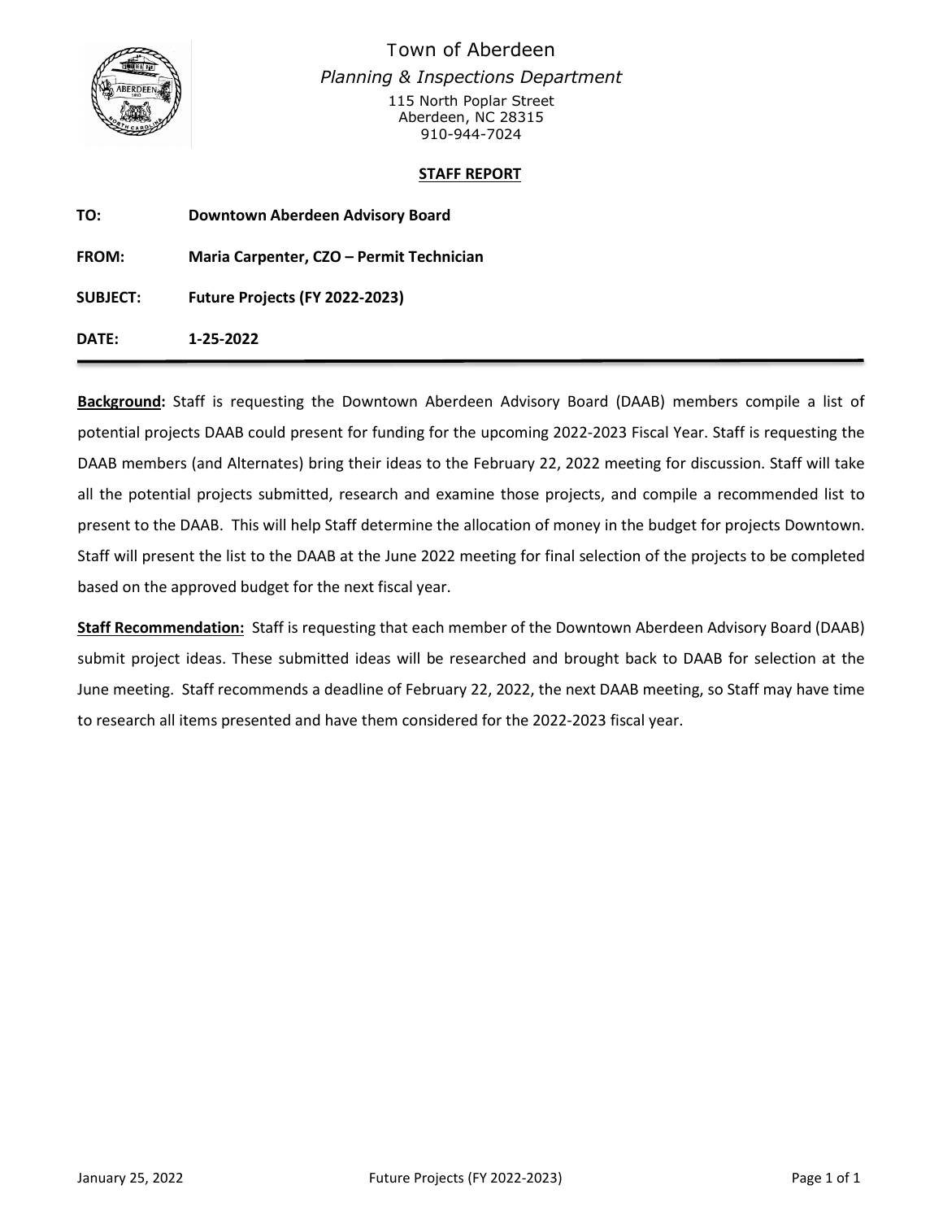# Town of Aberdeen

*Planning & Inspections Department*

115 North Poplar Street
Aberdeen, NC 28315
910-944-7024

## STAFF REPORT

**TO:** **Downtown Aberdeen Advisory Board**

**FROM:** **Maria Carpenter, CZO – Permit Technician**

**SUBJECT:** **Future Projects (FY 2022-2023)**

**DATE:** **1-25-2022**

---

**Background:** Staff is requesting the Downtown Aberdeen Advisory Board (DAAB) members compile a list of potential projects DAAB could present for funding for the upcoming 2022-2023 Fiscal Year. Staff is requesting the DAAB members (and Alternates) bring their ideas to the February 22, 2022 meeting for discussion. Staff will take all the potential projects submitted, research and examine those projects, and compile a recommended list to present to the DAAB. This will help Staff determine the allocation of money in the budget for projects Downtown. Staff will present the list to the DAAB at the June 2022 meeting for final selection of the projects to be completed based on the approved budget for the next fiscal year.

**Staff Recommendation:** Staff is requesting that each member of the Downtown Aberdeen Advisory Board (DAAB) submit project ideas. These submitted ideas will be researched and brought back to DAAB for selection at the June meeting. Staff recommends a deadline of February 22, 2022, the next DAAB meeting, so Staff may have time to research all items presented and have them considered for the 2022-2023 fiscal year.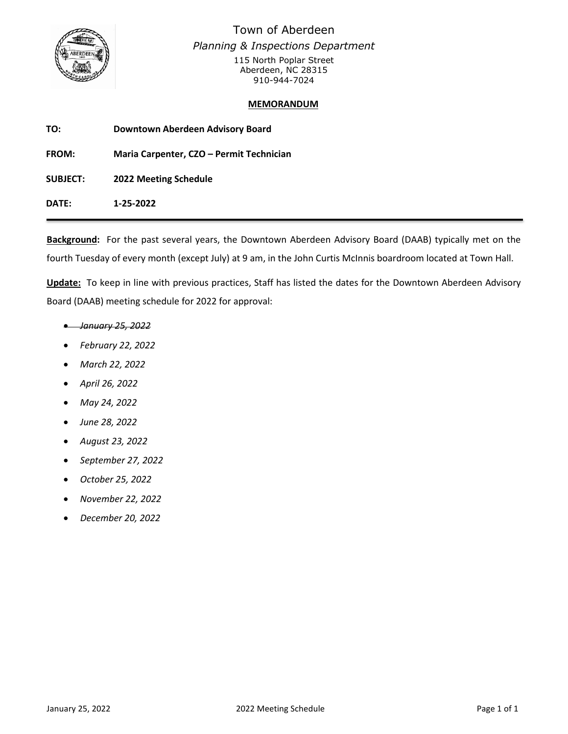Town of Aberdeen

*Planning & Inspections Department*

115 North Poplar Street
Aberdeen, NC 28315
910-944-7024

**MEMORANDUM**

**TO:** **Downtown Aberdeen Advisory Board**

**FROM:** **Maria Carpenter, CZO – Permit Technician**

**SUBJECT:** **2022 Meeting Schedule**

**DATE:** **1-25-2022**

---

**Background:** For the past several years, the Downtown Aberdeen Advisory Board (DAAB) typically met on the fourth Tuesday of every month (except July) at 9 am, in the John Curtis McInnis boardroom located at Town Hall.

**Update:** To keep in line with previous practices, Staff has listed the dates for the Downtown Aberdeen Advisory Board (DAAB) meeting schedule for 2022 for approval:

- ~~*January 25, 2022*~~
- *February 22, 2022*
- *March 22, 2022*
- *April 26, 2022*
- *May 24, 2022*
- *June 28, 2022*
- *August 23, 2022*
- *September 27, 2022*
- *October 25, 2022*
- *November 22, 2022*
- *December 20, 2022*